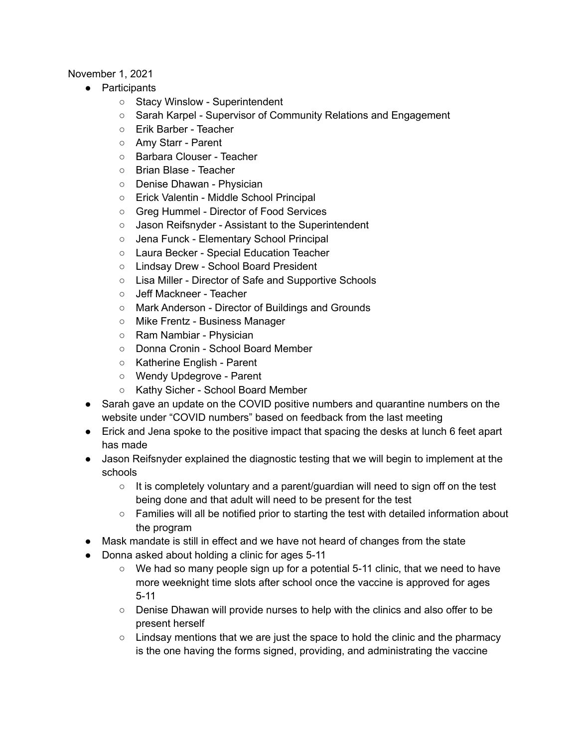November 1, 2021

- Participants
  - Stacy Winslow - Superintendent
  - Sarah Karpel - Supervisor of Community Relations and Engagement
  - Erik Barber - Teacher
  - Amy Starr - Parent
  - Barbara Clouser - Teacher
  - Brian Blase - Teacher
  - Denise Dhawan - Physician
  - Erick Valentin - Middle School Principal
  - Greg Hummel - Director of Food Services
  - Jason Reifsnyder - Assistant to the Superintendent
  - Jena Funck - Elementary School Principal
  - Laura Becker - Special Education Teacher
  - Lindsay Drew - School Board President
  - Lisa Miller - Director of Safe and Supportive Schools
  - Jeff Mackneer - Teacher
  - Mark Anderson - Director of Buildings and Grounds
  - Mike Frentz - Business Manager
  - Ram Nambiar - Physician
  - Donna Cronin - School Board Member
  - Katherine English - Parent
  - Wendy Updegrove - Parent
  - Kathy Sicher - School Board Member
- Sarah gave an update on the COVID positive numbers and quarantine numbers on the website under "COVID numbers" based on feedback from the last meeting
- Erick and Jena spoke to the positive impact that spacing the desks at lunch 6 feet apart has made
- Jason Reifsnyder explained the diagnostic testing that we will begin to implement at the schools
  - It is completely voluntary and a parent/guardian will need to sign off on the test being done and that adult will need to be present for the test
  - Families will all be notified prior to starting the test with detailed information about the program
- Mask mandate is still in effect and we have not heard of changes from the state
- Donna asked about holding a clinic for ages 5-11
  - We had so many people sign up for a potential 5-11 clinic, that we need to have more weeknight time slots after school once the vaccine is approved for ages 5-11
  - Denise Dhawan will provide nurses to help with the clinics and also offer to be present herself
  - Lindsay mentions that we are just the space to hold the clinic and the pharmacy is the one having the forms signed, providing, and administrating the vaccine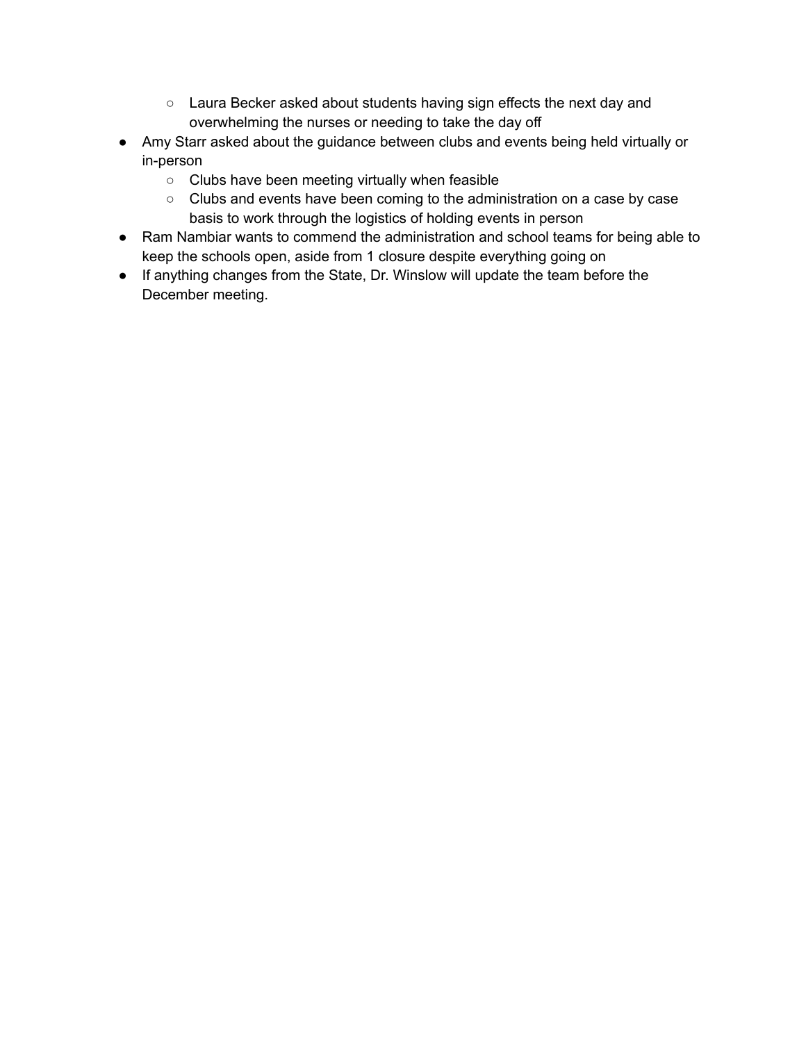- Laura Becker asked about students having sign effects the next day and overwhelming the nurses or needing to take the day off
- Amy Starr asked about the guidance between clubs and events being held virtually or in-person
    - Clubs have been meeting virtually when feasible
    - Clubs and events have been coming to the administration on a case by case basis to work through the logistics of holding events in person
- Ram Nambiar wants to commend the administration and school teams for being able to keep the schools open, aside from 1 closure despite everything going on
- If anything changes from the State, Dr. Winslow will update the team before the December meeting.